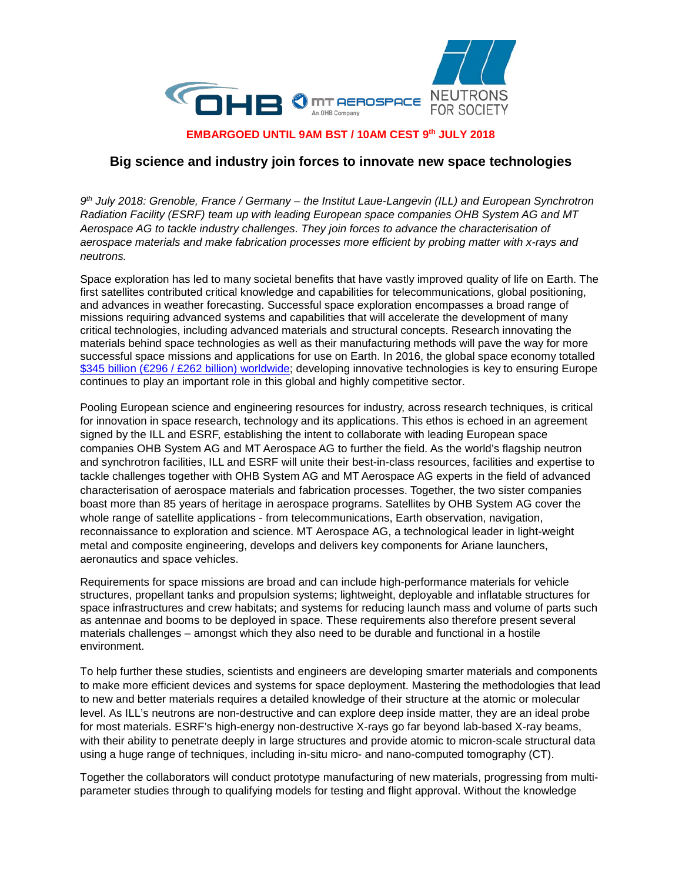**EMBARGOED UNTIL 9AM BST / 10AM CEST 9th JULY 2018**

## Big science and industry join forces to innovate new space technologies

*9th July 2018: Grenoble, France / Germany – the Institut Laue-Langevin (ILL) and European Synchrotron Radiation Facility (ESRF) team up with leading European space companies OHB System AG and MT Aerospace AG to tackle industry challenges. They join forces to advance the characterisation of aerospace materials and make fabrication processes more efficient by probing matter with x-rays and neutrons.*

Space exploration has led to many societal benefits that have vastly improved quality of life on Earth. The first satellites contributed critical knowledge and capabilities for telecommunications, global positioning, and advances in weather forecasting. Successful space exploration encompasses a broad range of missions requiring advanced systems and capabilities that will accelerate the development of many critical technologies, including advanced materials and structural concepts. Research innovating the materials behind space technologies as well as their manufacturing methods will pave the way for more successful space missions and applications for use on Earth. In 2016, the global space economy totalled $345 billion (€296 / £262 billion) worldwide; developing innovative technologies is key to ensuring Europe continues to play an important role in this global and highly competitive sector.

Pooling European science and engineering resources for industry, across research techniques, is critical for innovation in space research, technology and its applications. This ethos is echoed in an agreement signed by the ILL and ESRF, establishing the intent to collaborate with leading European space companies OHB System AG and MT Aerospace AG to further the field. As the world's flagship neutron and synchrotron facilities, ILL and ESRF will unite their best-in-class resources, facilities and expertise to tackle challenges together with OHB System AG and MT Aerospace AG experts in the field of advanced characterisation of aerospace materials and fabrication processes. Together, the two sister companies boast more than 85 years of heritage in aerospace programs. Satellites by OHB System AG cover the whole range of satellite applications - from telecommunications, Earth observation, navigation, reconnaissance to exploration and science. MT Aerospace AG, a technological leader in light-weight metal and composite engineering, develops and delivers key components for Ariane launchers, aeronautics and space vehicles.

Requirements for space missions are broad and can include high-performance materials for vehicle structures, propellant tanks and propulsion systems; lightweight, deployable and inflatable structures for space infrastructures and crew habitats; and systems for reducing launch mass and volume of parts such as antennae and booms to be deployed in space. These requirements also therefore present several materials challenges – amongst which they also need to be durable and functional in a hostile environment.

To help further these studies, scientists and engineers are developing smarter materials and components to make more efficient devices and systems for space deployment. Mastering the methodologies that lead to new and better materials requires a detailed knowledge of their structure at the atomic or molecular level. As ILL's neutrons are non-destructive and can explore deep inside matter, they are an ideal probe for most materials. ESRF's high-energy non-destructive X-rays go far beyond lab-based X-ray beams, with their ability to penetrate deeply in large structures and provide atomic to micron-scale structural data using a huge range of techniques, including in-situ micro- and nano-computed tomography (CT).

Together the collaborators will conduct prototype manufacturing of new materials, progressing from multi-parameter studies through to qualifying models for testing and flight approval. Without the knowledge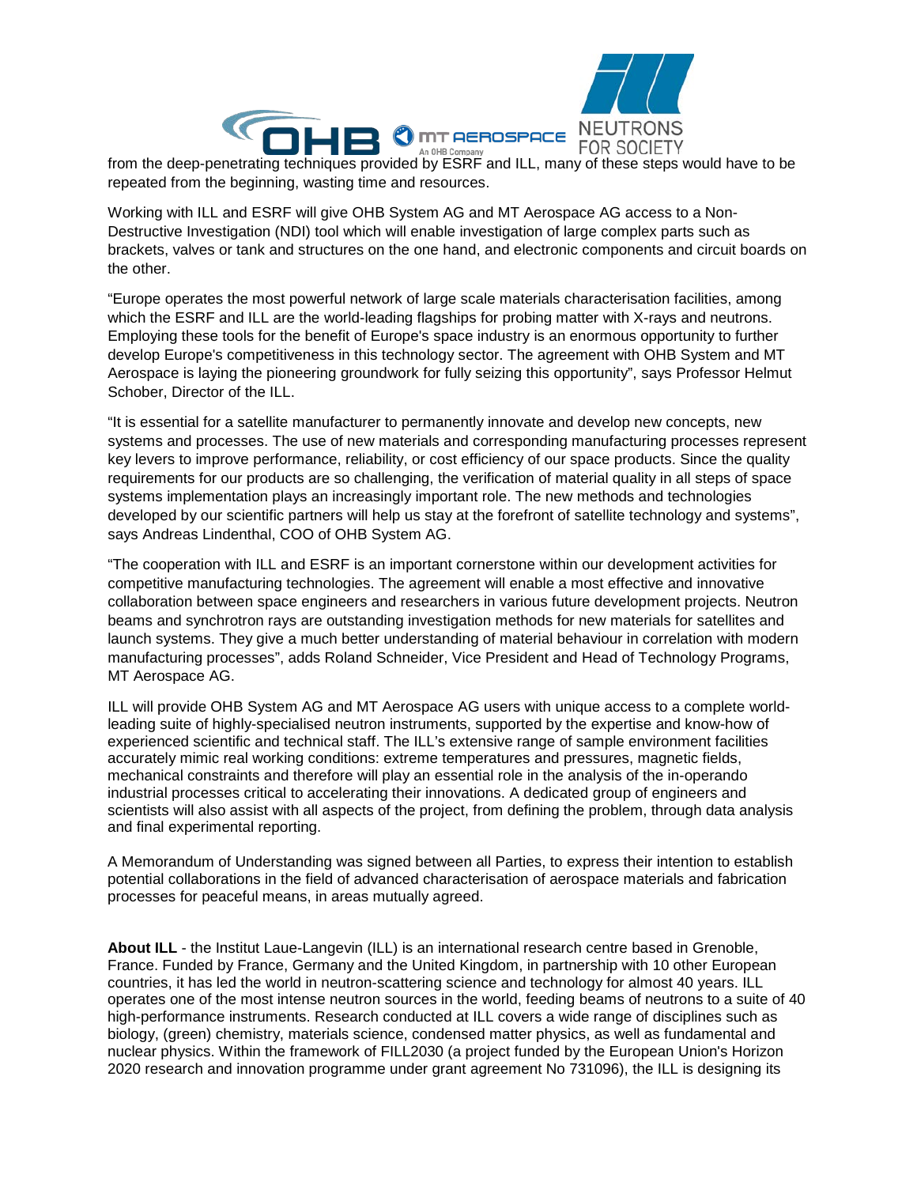from the deep-penetrating techniques provided by ESRF and ILL, many of these steps would have to be repeated from the beginning, wasting time and resources.

Working with ILL and ESRF will give OHB System AG and MT Aerospace AG access to a Non-Destructive Investigation (NDI) tool which will enable investigation of large complex parts such as brackets, valves or tank and structures on the one hand, and electronic components and circuit boards on the other.

"Europe operates the most powerful network of large scale materials characterisation facilities, among which the ESRF and ILL are the world-leading flagships for probing matter with X-rays and neutrons. Employing these tools for the benefit of Europe's space industry is an enormous opportunity to further develop Europe's competitiveness in this technology sector. The agreement with OHB System and MT Aerospace is laying the pioneering groundwork for fully seizing this opportunity", says Professor Helmut Schober, Director of the ILL.

"It is essential for a satellite manufacturer to permanently innovate and develop new concepts, new systems and processes. The use of new materials and corresponding manufacturing processes represent key levers to improve performance, reliability, or cost efficiency of our space products. Since the quality requirements for our products are so challenging, the verification of material quality in all steps of space systems implementation plays an increasingly important role. The new methods and technologies developed by our scientific partners will help us stay at the forefront of satellite technology and systems", says Andreas Lindenthal, COO of OHB System AG.

"The cooperation with ILL and ESRF is an important cornerstone within our development activities for competitive manufacturing technologies. The agreement will enable a most effective and innovative collaboration between space engineers and researchers in various future development projects. Neutron beams and synchrotron rays are outstanding investigation methods for new materials for satellites and launch systems. They give a much better understanding of material behaviour in correlation with modern manufacturing processes", adds Roland Schneider, Vice President and Head of Technology Programs, MT Aerospace AG.

ILL will provide OHB System AG and MT Aerospace AG users with unique access to a complete world-leading suite of highly-specialised neutron instruments, supported by the expertise and know-how of experienced scientific and technical staff. The ILL's extensive range of sample environment facilities accurately mimic real working conditions: extreme temperatures and pressures, magnetic fields, mechanical constraints and therefore will play an essential role in the analysis of the in-operando industrial processes critical to accelerating their innovations. A dedicated group of engineers and scientists will also assist with all aspects of the project, from defining the problem, through data analysis and final experimental reporting.

A Memorandum of Understanding was signed between all Parties, to express their intention to establish potential collaborations in the field of advanced characterisation of aerospace materials and fabrication processes for peaceful means, in areas mutually agreed.

**About ILL** - the Institut Laue-Langevin (ILL) is an international research centre based in Grenoble, France. Funded by France, Germany and the United Kingdom, in partnership with 10 other European countries, it has led the world in neutron-scattering science and technology for almost 40 years. ILL operates one of the most intense neutron sources in the world, feeding beams of neutrons to a suite of 40 high-performance instruments. Research conducted at ILL covers a wide range of disciplines such as biology, (green) chemistry, materials science, condensed matter physics, as well as fundamental and nuclear physics. Within the framework of FILL2030 (a project funded by the European Union's Horizon 2020 research and innovation programme under grant agreement No 731096), the ILL is designing its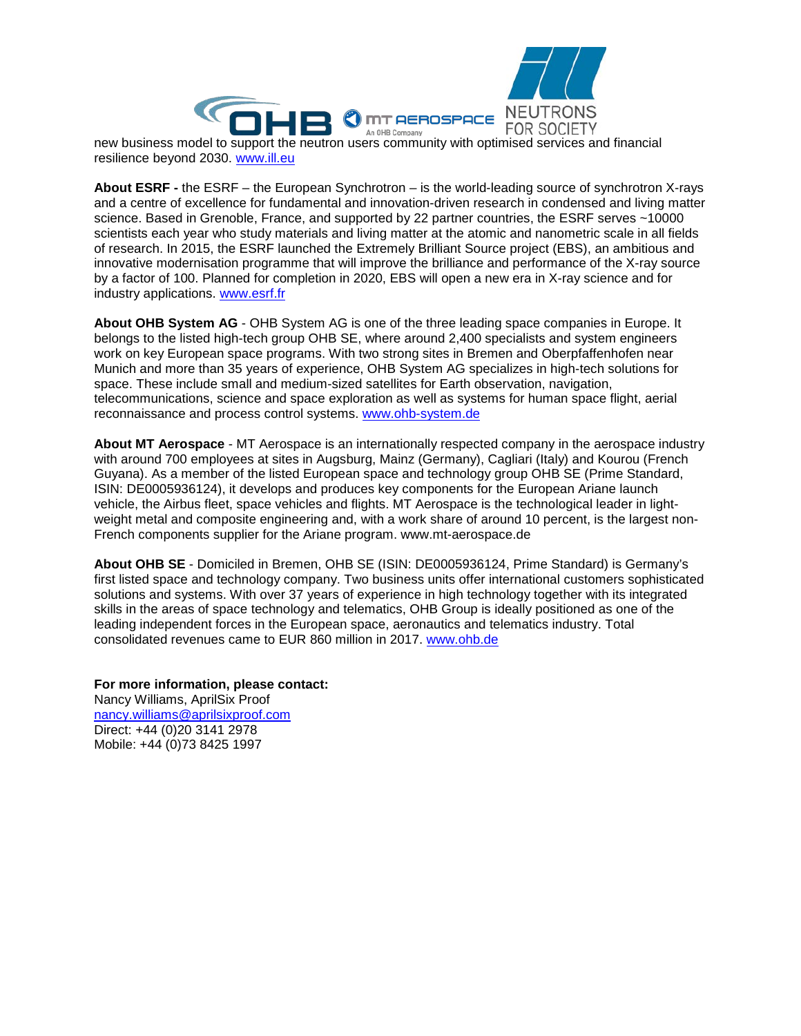new business model to support the neutron users community with optimised services and financial resilience beyond 2030. [www.ill.eu](http://www.ill.eu)

**About ESRF -** the ESRF – the European Synchrotron – is the world-leading source of synchrotron X-rays and a centre of excellence for fundamental and innovation-driven research in condensed and living matter science. Based in Grenoble, France, and supported by 22 partner countries, the ESRF serves ~10000 scientists each year who study materials and living matter at the atomic and nanometric scale in all fields of research. In 2015, the ESRF launched the Extremely Brilliant Source project (EBS), an ambitious and innovative modernisation programme that will improve the brilliance and performance of the X-ray source by a factor of 100. Planned for completion in 2020, EBS will open a new era in X-ray science and for industry applications. [www.esrf.fr](http://www.esrf.fr)

**About OHB System AG** - OHB System AG is one of the three leading space companies in Europe. It belongs to the listed high-tech group OHB SE, where around 2,400 specialists and system engineers work on key European space programs. With two strong sites in Bremen and Oberpfaffenhofen near Munich and more than 35 years of experience, OHB System AG specializes in high-tech solutions for space. These include small and medium-sized satellites for Earth observation, navigation, telecommunications, science and space exploration as well as systems for human space flight, aerial reconnaissance and process control systems. [www.ohb-system.de](http://www.ohb-system.de)

**About MT Aerospace** - MT Aerospace is an internationally respected company in the aerospace industry with around 700 employees at sites in Augsburg, Mainz (Germany), Cagliari (Italy) and Kourou (French Guyana). As a member of the listed European space and technology group OHB SE (Prime Standard, ISIN: DE0005936124), it develops and produces key components for the European Ariane launch vehicle, the Airbus fleet, space vehicles and flights. MT Aerospace is the technological leader in light-weight metal and composite engineering and, with a work share of around 10 percent, is the largest non-French components supplier for the Ariane program. www.mt-aerospace.de

**About OHB SE** - Domiciled in Bremen, OHB SE (ISIN: DE0005936124, Prime Standard) is Germany's first listed space and technology company. Two business units offer international customers sophisticated solutions and systems. With over 37 years of experience in high technology together with its integrated skills in the areas of space technology and telematics, OHB Group is ideally positioned as one of the leading independent forces in the European space, aeronautics and telematics industry. Total consolidated revenues came to EUR 860 million in 2017. [www.ohb.de](http://www.ohb.de)

**For more information, please contact:**
Nancy Williams, AprilSix Proof
[nancy.williams@aprilsixproof.com](mailto:nancy.williams@aprilsixproof.com)
Direct: +44 (0)20 3141 2978
Mobile: +44 (0)73 8425 1997